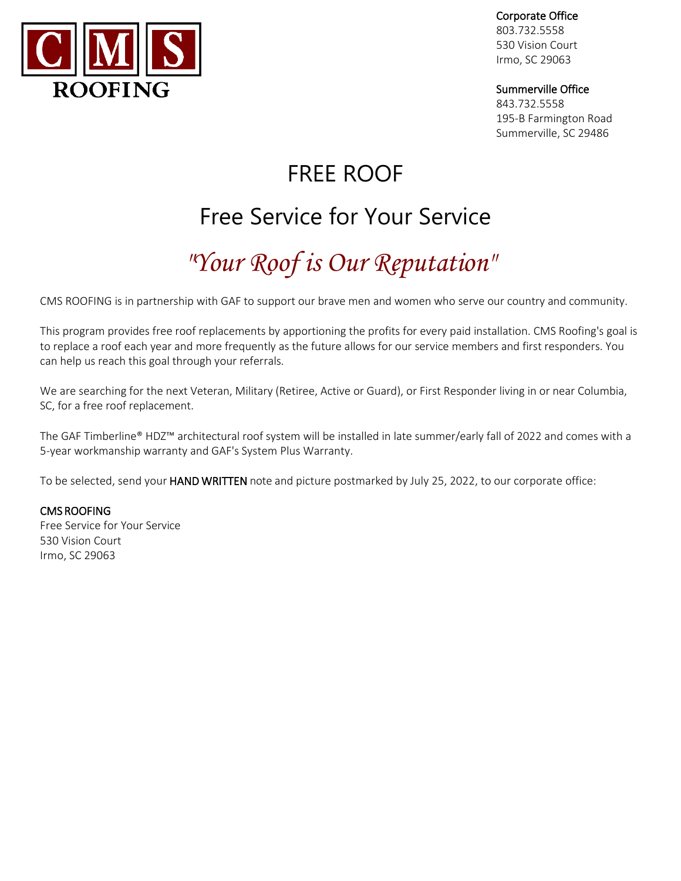CMS ROOFING

Corporate Office
803.732.5558
530 Vision Court
Irmo, SC 29063

Summerville Office
843.732.5558
195-B Farmington Road
Summerville, SC 29486

# FREE ROOF

## Free Service for Your Service

## *"Your Roof is Our Reputation"*

CMS ROOFING is in partnership with GAF to support our brave men and women who serve our country and community.

This program provides free roof replacements by apportioning the profits for every paid installation. CMS Roofing's goal is to replace a roof each year and more frequently as the future allows for our service members and first responders. You can help us reach this goal through your referrals.

We are searching for the next Veteran, Military (Retiree, Active or Guard), or First Responder living in or near Columbia, SC, for a free roof replacement.

The GAF Timberline® HDZ™ architectural roof system will be installed in late summer/early fall of 2022 and comes with a 5-year workmanship warranty and GAF's System Plus Warranty.

To be selected, send your HAND WRITTEN note and picture postmarked by July 25, 2022, to our corporate office:

CMS ROOFING
Free Service for Your Service
530 Vision Court
Irmo, SC 29063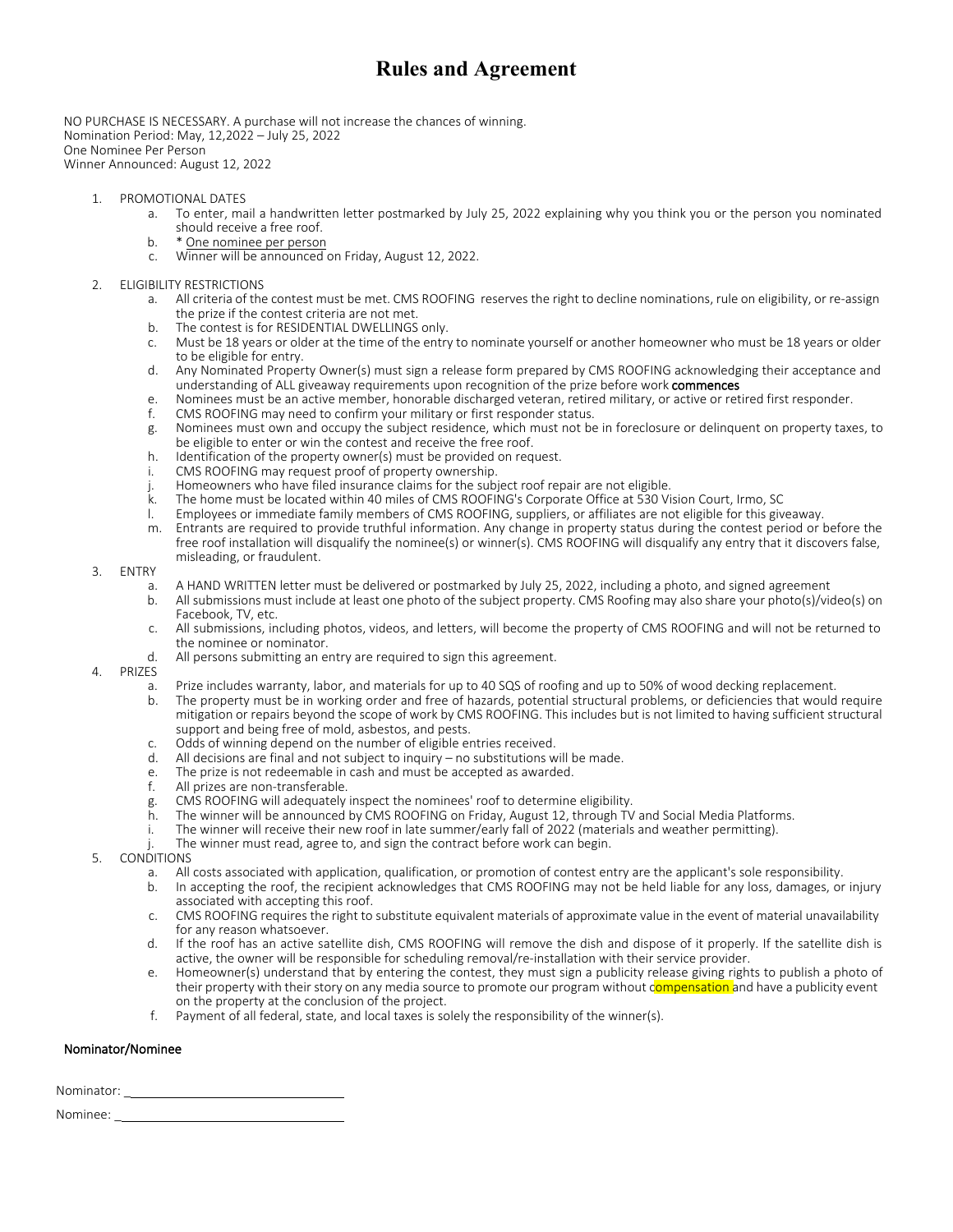# Rules and Agreement

NO PURCHASE IS NECESSARY. A purchase will not increase the chances of winning.
Nomination Period: May, 12,2022 – July 25, 2022
One Nominee Per Person
Winner Announced: August 12, 2022

1. PROMOTIONAL DATES
   a. To enter, mail a handwritten letter postmarked by July 25, 2022 explaining why you think you or the person you nominated should receive a free roof.
   b. * One nominee per person
   c. Winner will be announced on Friday, August 12, 2022.
2. ELIGIBILITY RESTRICTIONS
   a. All criteria of the contest must be met. CMS ROOFING reserves the right to decline nominations, rule on eligibility, or re-assign the prize if the contest criteria are not met.
   b. The contest is for RESIDENTIAL DWELLINGS only.
   c. Must be 18 years or older at the time of the entry to nominate yourself or another homeowner who must be 18 years or older to be eligible for entry.
   d. Any Nominated Property Owner(s) must sign a release form prepared by CMS ROOFING acknowledging their acceptance and understanding of ALL giveaway requirements upon recognition of the prize before work **commences**
   e. Nominees must be an active member, honorable discharged veteran, retired military, or active or retired first responder.
   f. CMS ROOFING may need to confirm your military or first responder status.
   g. Nominees must own and occupy the subject residence, which must not be in foreclosure or delinquent on property taxes, to be eligible to enter or win the contest and receive the free roof.
   h. Identification of the property owner(s) must be provided on request.
   i. CMS ROOFING may request proof of property ownership.
   j. Homeowners who have filed insurance claims for the subject roof repair are not eligible.
   k. The home must be located within 40 miles of CMS ROOFING's Corporate Office at 530 Vision Court, Irmo, SC
   l. Employees or immediate family members of CMS ROOFING, suppliers, or affiliates are not eligible for this giveaway.
   m. Entrants are required to provide truthful information. Any change in property status during the contest period or before the free roof installation will disqualify the nominee(s) or winner(s). CMS ROOFING will disqualify any entry that it discovers false, misleading, or fraudulent.
3. ENTRY
   a. A HAND WRITTEN letter must be delivered or postmarked by July 25, 2022, including a photo, and signed agreement
   b. All submissions must include at least one photo of the subject property. CMS Roofing may also share your photo(s)/video(s) on Facebook, TV, etc.
   c. All submissions, including photos, videos, and letters, will become the property of CMS ROOFING and will not be returned to the nominee or nominator.
   d. All persons submitting an entry are required to sign this agreement.
4. PRIZES
   a. Prize includes warranty, labor, and materials for up to 40 SQS of roofing and up to 50% of wood decking replacement.
   b. The property must be in working order and free of hazards, potential structural problems, or deficiencies that would require mitigation or repairs beyond the scope of work by CMS ROOFING. This includes but is not limited to having sufficient structural support and being free of mold, asbestos, and pests.
   c. Odds of winning depend on the number of eligible entries received.
   d. All decisions are final and not subject to inquiry – no substitutions will be made.
   e. The prize is not redeemable in cash and must be accepted as awarded.
   f. All prizes are non-transferable.
   g. CMS ROOFING will adequately inspect the nominees' roof to determine eligibility.
   h. The winner will be announced by CMS ROOFING on Friday, August 12, through TV and Social Media Platforms.
   i. The winner will receive their new roof in late summer/early fall of 2022 (materials and weather permitting).
   j. The winner must read, agree to, and sign the contract before work can begin.
5. CONDITIONS
   a. All costs associated with application, qualification, or promotion of contest entry are the applicant's sole responsibility.
   b. In accepting the roof, the recipient acknowledges that CMS ROOFING may not be held liable for any loss, damages, or injury associated with accepting this roof.
   c. CMS ROOFING requires the right to substitute equivalent materials of approximate value in the event of material unavailability for any reason whatsoever.
   d. If the roof has an active satellite dish, CMS ROOFING will remove the dish and dispose of it properly. If the satellite dish is active, the owner will be responsible for scheduling removal/re-installation with their service provider.
   e. Homeowner(s) understand that by entering the contest, they must sign a publicity release giving rights to publish a photo of their property with their story on any media source to promote our program without compensation and have a publicity event on the property at the conclusion of the project.
   f. Payment of all federal, state, and local taxes is solely the responsibility of the winner(s).

Nominator/Nominee

Nominator: \_\_\_\_\_\_\_\_\_\_\_\_\_\_\_\_\_\_\_\_\_\_\_\_\_\_\_\_\_\_

Nominee: \_\_\_\_\_\_\_\_\_\_\_\_\_\_\_\_\_\_\_\_\_\_\_\_\_\_\_\_\_\_